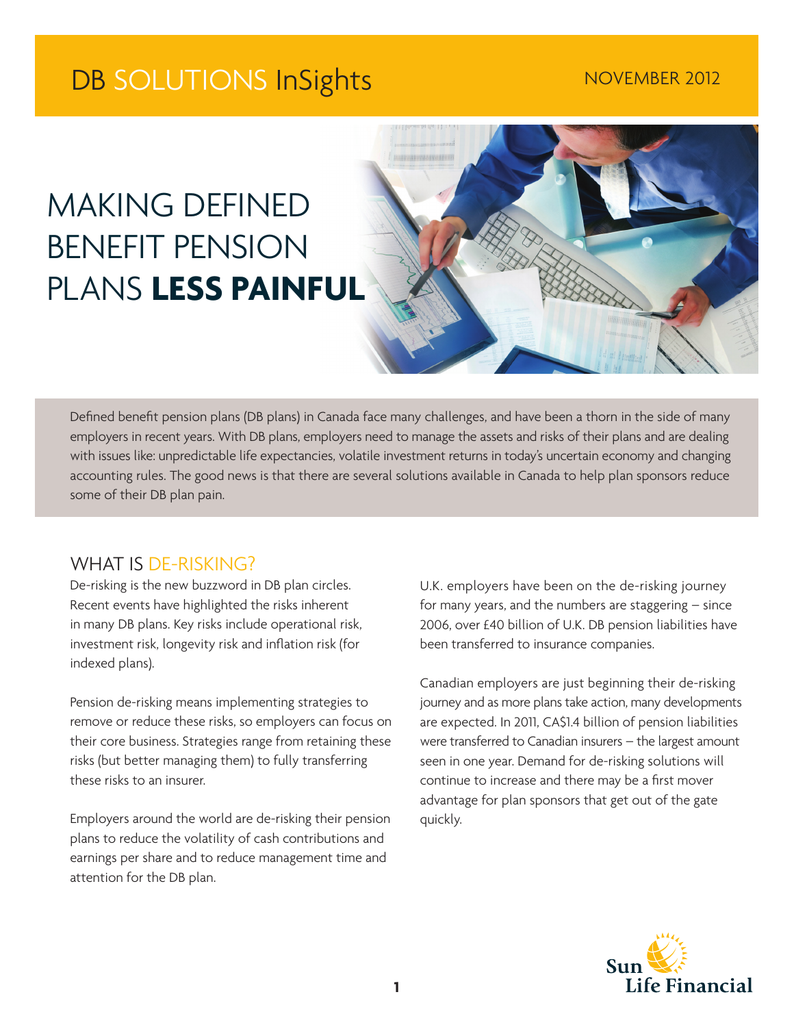DB SOLUTIONS InSights

NOVEMBER 2012

# MAKING DEFINED BENEFIT PENSION PLANS **LESS PAINFUL**

Defined benefit pension plans (DB plans) in Canada face many challenges, and have been a thorn in the side of many employers in recent years. With DB plans, employers need to manage the assets and risks of their plans and are dealing with issues like: unpredictable life expectancies, volatile investment returns in today's uncertain economy and changing accounting rules. The good news is that there are several solutions available in Canada to help plan sponsors reduce some of their DB plan pain.

## WHAT IS DE-RISKING?

De-risking is the new buzzword in DB plan circles. Recent events have highlighted the risks inherent in many DB plans. Key risks include operational risk, investment risk, longevity risk and inflation risk (for indexed plans).

Pension de-risking means implementing strategies to remove or reduce these risks, so employers can focus on their core business. Strategies range from retaining these risks (but better managing them) to fully transferring these risks to an insurer.

Employers around the world are de-risking their pension plans to reduce the volatility of cash contributions and earnings per share and to reduce management time and attention for the DB plan.

U.K. employers have been on the de-risking journey for many years, and the numbers are staggering – since 2006, over £40 billion of U.K. DB pension liabilities have been transferred to insurance companies.

Canadian employers are just beginning their de-risking journey and as more plans take action, many developments are expected. In 2011, CA$1.4 billion of pension liabilities were transferred to Canadian insurers – the largest amount seen in one year. Demand for de-risking solutions will continue to increase and there may be a first mover advantage for plan sponsors that get out of the gate quickly.

Sun Life Financial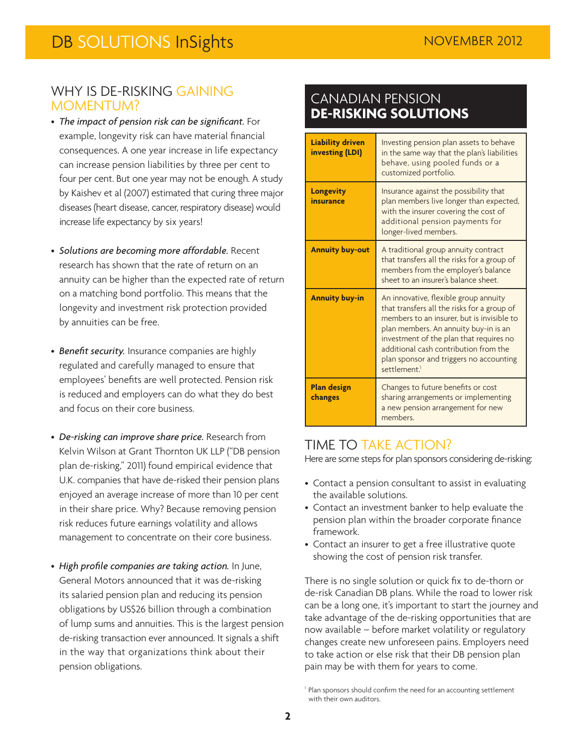## WHY IS DE-RISKING GAINING MOMENTUM?

- *The impact of pension risk can be significant.* For example, longevity risk can have material financial consequences. A one year increase in life expectancy can increase pension liabilities by three per cent to four per cent. But one year may not be enough. A study by Kaishev et al (2007) estimated that curing three major diseases (heart disease, cancer, respiratory disease) would increase life expectancy by six years!

- *Solutions are becoming more affordable.* Recent research has shown that the rate of return on an annuity can be higher than the expected rate of return on a matching bond portfolio. This means that the longevity and investment risk protection provided by annuities can be free.

- *Benefit security.* Insurance companies are highly regulated and carefully managed to ensure that employees' benefits are well protected. Pension risk is reduced and employers can do what they do best and focus on their core business.

- *De-risking can improve share price.* Research from Kelvin Wilson at Grant Thornton UK LLP ("DB pension plan de-risking," 2011) found empirical evidence that U.K. companies that have de-risked their pension plans enjoyed an average increase of more than 10 per cent in their share price. Why? Because removing pension risk reduces future earnings volatility and allows management to concentrate on their core business.

- *High profile companies are taking action.* In June, General Motors announced that it was de-risking its salaried pension plan and reducing its pension obligations by US$26 billion through a combination of lump sums and annuities. This is the largest pension de-risking transaction ever announced. It signals a shift in the way that organizations think about their pension obligations.

## CANADIAN PENSION **DE-RISKING SOLUTIONS**

| | |
|---|---|
| **Liability driven investing (LDI)** | Investing pension plan assets to behave in the same way that the plan's liabilities behave, using pooled funds or a customized portfolio. |
| **Longevity insurance** | Insurance against the possibility that plan members live longer than expected, with the insurer covering the cost of additional pension payments for longer-lived members. |
| **Annuity buy-out** | A traditional group annuity contract that transfers all the risks for a group of members from the employer's balance sheet to an insurer's balance sheet. |
| **Annuity buy-in** | An innovative, flexible group annuity that transfers all the risks for a group of members to an insurer, but is invisible to plan members. An annuity buy-in is an investment of the plan that requires no additional cash contribution from the plan sponsor and triggers no accounting settlement.[1] |
| **Plan design changes** | Changes to future benefits or cost sharing arrangements or implementing a new pension arrangement for new members. |

## TIME TO TAKE ACTION?

Here are some steps for plan sponsors considering de-risking:

- Contact a pension consultant to assist in evaluating the available solutions.
- Contact an investment banker to help evaluate the pension plan within the broader corporate finance framework.
- Contact an insurer to get a free illustrative quote showing the cost of pension risk transfer.

There is no single solution or quick fix to de-thorn or de-risk Canadian DB plans. While the road to lower risk can be a long one, it's important to start the journey and take advantage of the de-risking opportunities that are now available – before market volatility or regulatory changes create new unforeseen pains. Employers need to take action or else risk that their DB pension plan pain may be with them for years to come.

[1] Plan sponsors should confirm the need for an accounting settlement with their own auditors.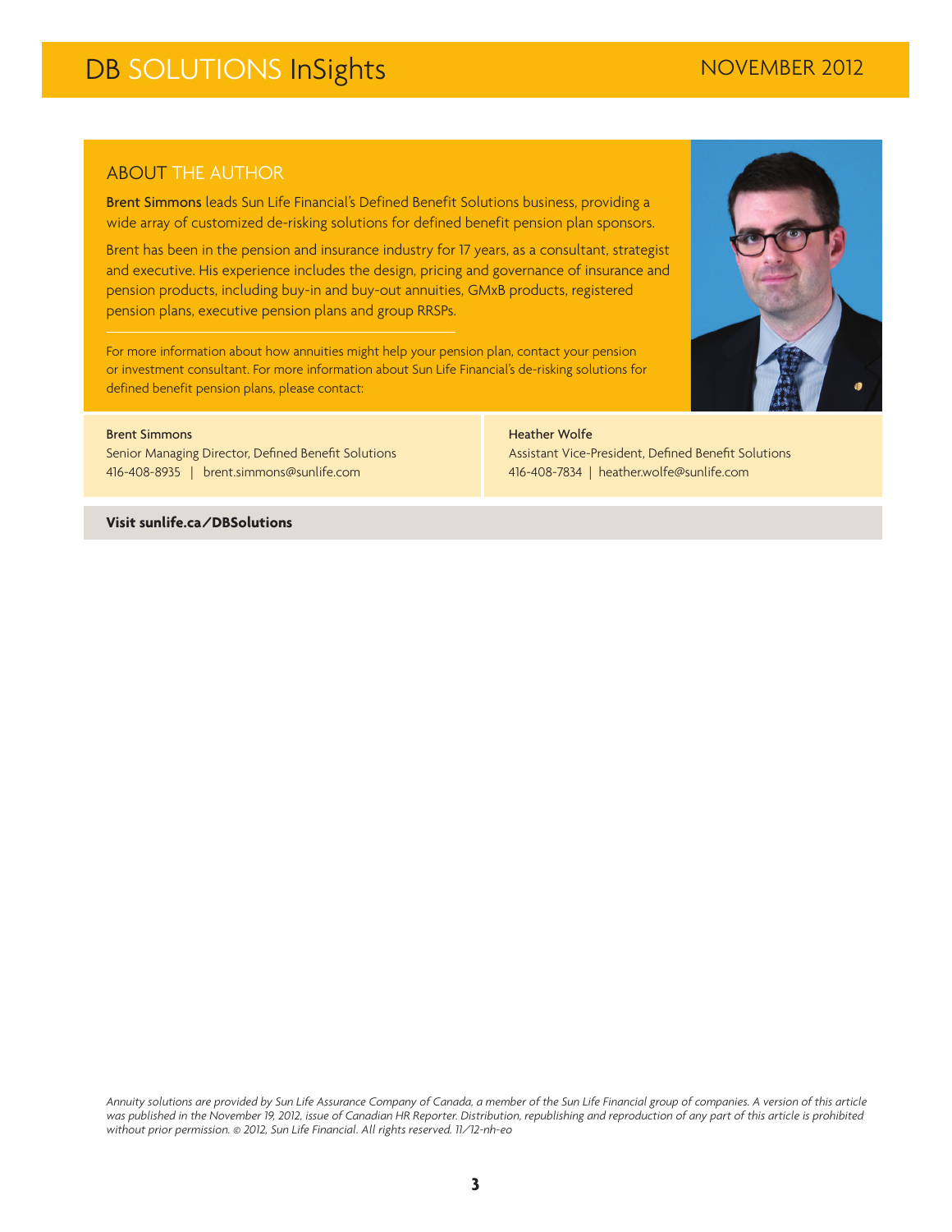## ABOUT THE AUTHOR

**Brent Simmons** leads Sun Life Financial's Defined Benefit Solutions business, providing a wide array of customized de-risking solutions for defined benefit pension plan sponsors.

Brent has been in the pension and insurance industry for 17 years, as a consultant, strategist and executive. His experience includes the design, pricing and governance of insurance and pension products, including buy-in and buy-out annuities, GMxB products, registered pension plans, executive pension plans and group RRSPs.

For more information about how annuities might help your pension plan, contact your pension or investment consultant. For more information about Sun Life Financial's de-risking solutions for defined benefit pension plans, please contact:

**Brent Simmons**
Senior Managing Director, Defined Benefit Solutions
416-408-8935 | brent.simmons@sunlife.com

**Heather Wolfe**
Assistant Vice-President, Defined Benefit Solutions
416-408-7834 | heather.wolfe@sunlife.com

**Visit sunlife.ca/DBSolutions**

*Annuity solutions are provided by Sun Life Assurance Company of Canada, a member of the Sun Life Financial group of companies. A version of this article was published in the November 19, 2012, issue of Canadian HR Reporter. Distribution, republishing and reproduction of any part of this article is prohibited without prior permission. © 2012, Sun Life Financial. All rights reserved. 11/12-nh-eo*